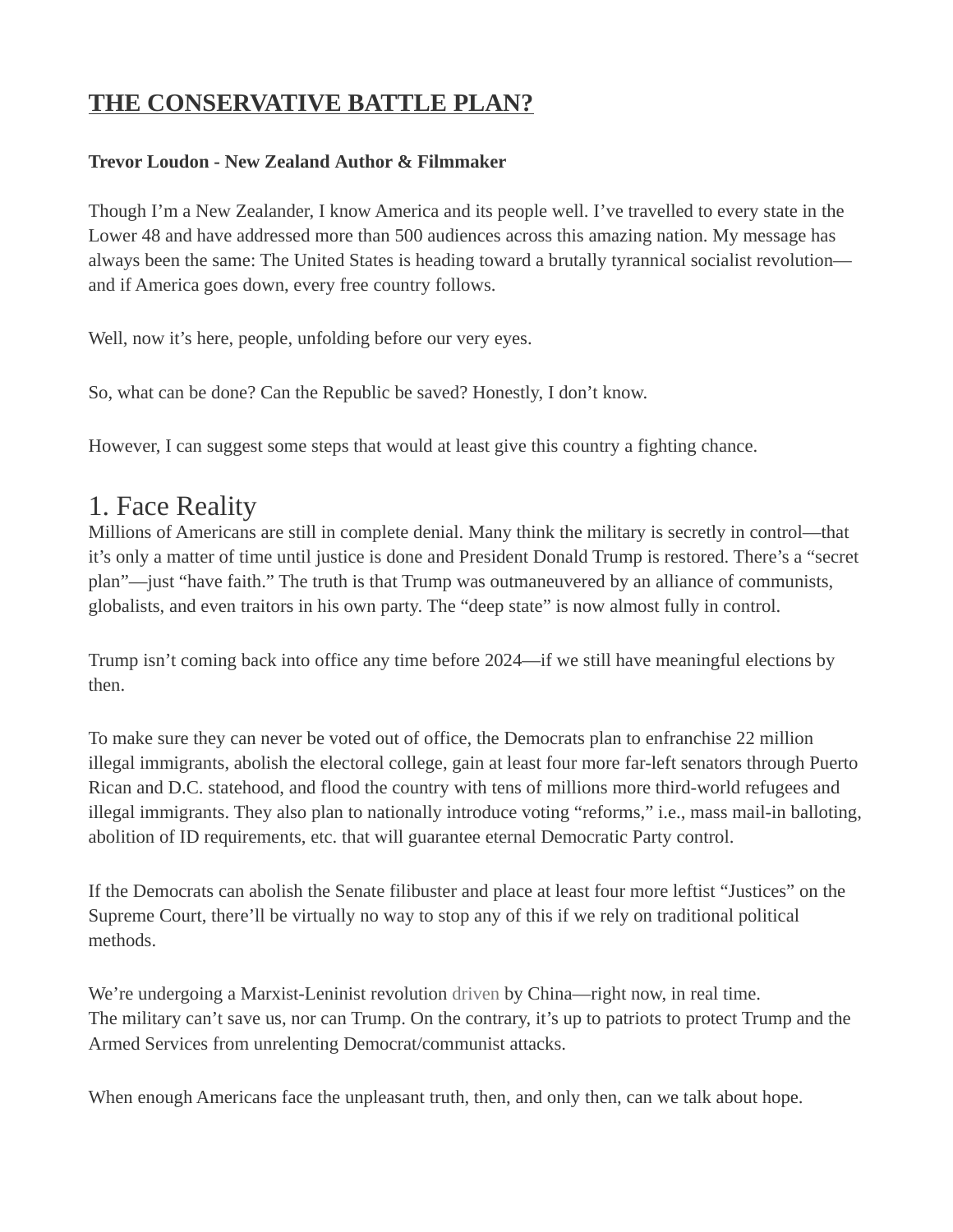# THE CONSERVATIVE BATTLE PLAN?

**Trevor Loudon - New Zealand Author & Filmmaker**

Though I'm a New Zealander, I know America and its people well. I've travelled to every state in the Lower 48 and have addressed more than 500 audiences across this amazing nation. My message has always been the same: The United States is heading toward a brutally tyrannical socialist revolution—and if America goes down, every free country follows.

Well, now it's here, people, unfolding before our very eyes.

So, what can be done? Can the Republic be saved? Honestly, I don't know.

However, I can suggest some steps that would at least give this country a fighting chance.

## 1. Face Reality

Millions of Americans are still in complete denial. Many think the military is secretly in control—that it's only a matter of time until justice is done and President Donald Trump is restored. There's a "secret plan"—just "have faith." The truth is that Trump was outmaneuvered by an alliance of communists, globalists, and even traitors in his own party. The "deep state" is now almost fully in control.

Trump isn't coming back into office any time before 2024—if we still have meaningful elections by then.

To make sure they can never be voted out of office, the Democrats plan to enfranchise 22 million illegal immigrants, abolish the electoral college, gain at least four more far-left senators through Puerto Rican and D.C. statehood, and flood the country with tens of millions more third-world refugees and illegal immigrants. They also plan to nationally introduce voting "reforms," i.e., mass mail-in balloting, abolition of ID requirements, etc. that will guarantee eternal Democratic Party control.

If the Democrats can abolish the Senate filibuster and place at least four more leftist "Justices" on the Supreme Court, there'll be virtually no way to stop any of this if we rely on traditional political methods.

We're undergoing a Marxist-Leninist revolution driven by China—right now, in real time.
The military can't save us, nor can Trump. On the contrary, it's up to patriots to protect Trump and the Armed Services from unrelenting Democrat/communist attacks.

When enough Americans face the unpleasant truth, then, and only then, can we talk about hope.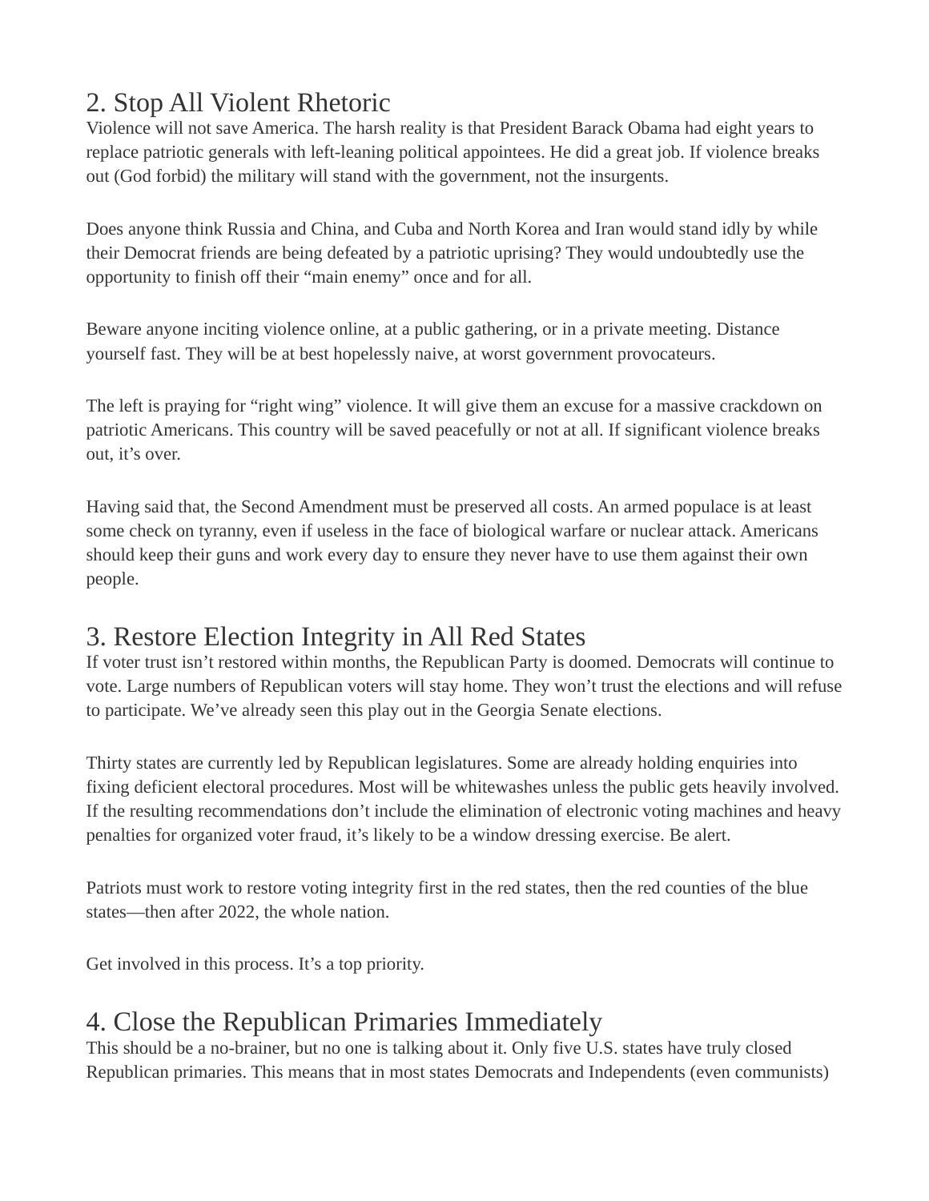## 2. Stop All Violent Rhetoric

Violence will not save America. The harsh reality is that President Barack Obama had eight years to replace patriotic generals with left-leaning political appointees. He did a great job. If violence breaks out (God forbid) the military will stand with the government, not the insurgents.

Does anyone think Russia and China, and Cuba and North Korea and Iran would stand idly by while their Democrat friends are being defeated by a patriotic uprising? They would undoubtedly use the opportunity to finish off their "main enemy" once and for all.

Beware anyone inciting violence online, at a public gathering, or in a private meeting. Distance yourself fast. They will be at best hopelessly naive, at worst government provocateurs.

The left is praying for "right wing" violence. It will give them an excuse for a massive crackdown on patriotic Americans. This country will be saved peacefully or not at all. If significant violence breaks out, it's over.

Having said that, the Second Amendment must be preserved all costs. An armed populace is at least some check on tyranny, even if useless in the face of biological warfare or nuclear attack. Americans should keep their guns and work every day to ensure they never have to use them against their own people.

## 3. Restore Election Integrity in All Red States

If voter trust isn't restored within months, the Republican Party is doomed. Democrats will continue to vote. Large numbers of Republican voters will stay home. They won't trust the elections and will refuse to participate. We've already seen this play out in the Georgia Senate elections.

Thirty states are currently led by Republican legislatures. Some are already holding enquiries into fixing deficient electoral procedures. Most will be whitewashes unless the public gets heavily involved. If the resulting recommendations don't include the elimination of electronic voting machines and heavy penalties for organized voter fraud, it's likely to be a window dressing exercise. Be alert.

Patriots must work to restore voting integrity first in the red states, then the red counties of the blue states—then after 2022, the whole nation.

Get involved in this process. It's a top priority.

## 4. Close the Republican Primaries Immediately

This should be a no-brainer, but no one is talking about it. Only five U.S. states have truly closed Republican primaries. This means that in most states Democrats and Independents (even communists)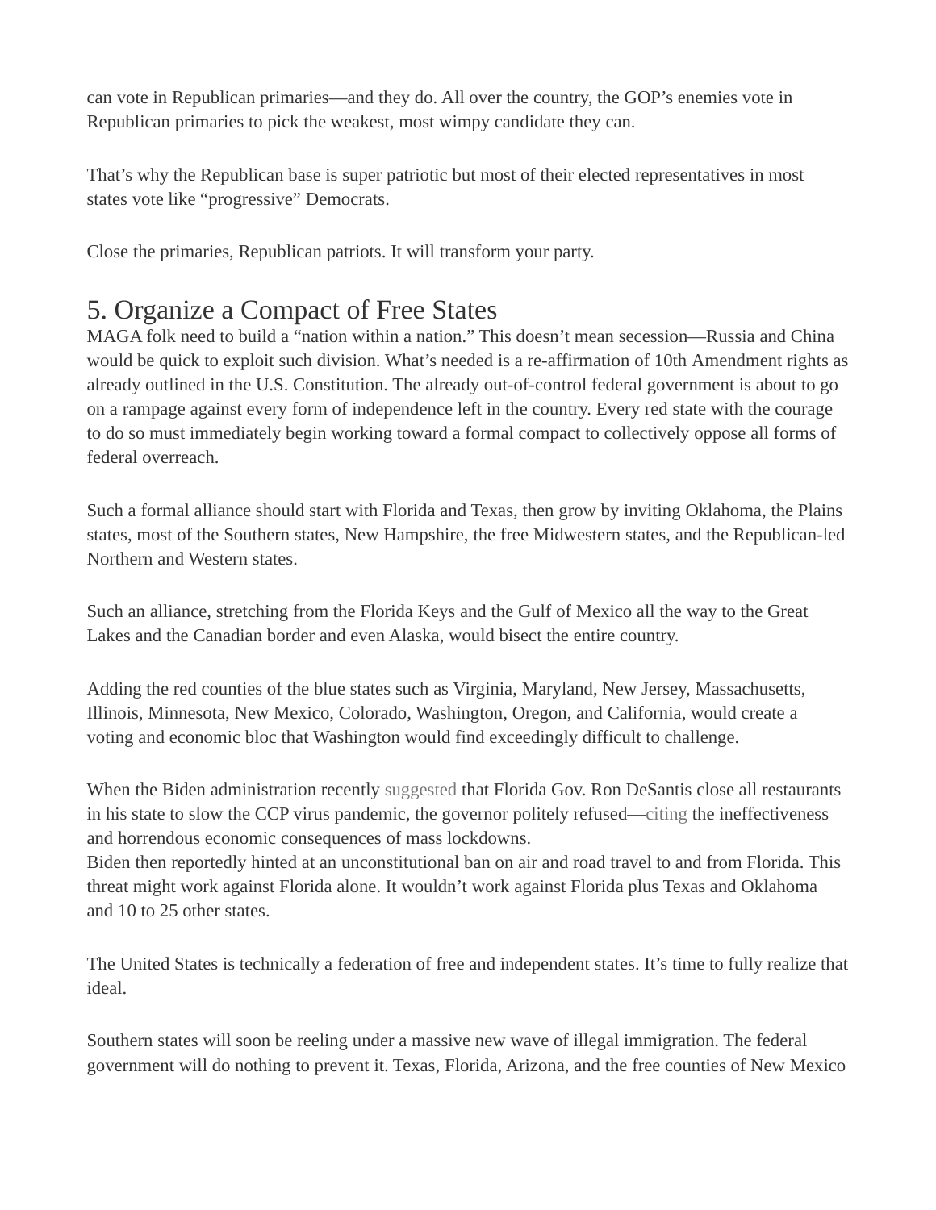can vote in Republican primaries—and they do. All over the country, the GOP's enemies vote in Republican primaries to pick the weakest, most wimpy candidate they can.

That's why the Republican base is super patriotic but most of their elected representatives in most states vote like "progressive" Democrats.

Close the primaries, Republican patriots. It will transform your party.

## 5. Organize a Compact of Free States

MAGA folk need to build a "nation within a nation." This doesn't mean secession—Russia and China would be quick to exploit such division. What's needed is a re-affirmation of 10th Amendment rights as already outlined in the U.S. Constitution. The already out-of-control federal government is about to go on a rampage against every form of independence left in the country. Every red state with the courage to do so must immediately begin working toward a formal compact to collectively oppose all forms of federal overreach.

Such a formal alliance should start with Florida and Texas, then grow by inviting Oklahoma, the Plains states, most of the Southern states, New Hampshire, the free Midwestern states, and the Republican-led Northern and Western states.

Such an alliance, stretching from the Florida Keys and the Gulf of Mexico all the way to the Great Lakes and the Canadian border and even Alaska, would bisect the entire country.

Adding the red counties of the blue states such as Virginia, Maryland, New Jersey, Massachusetts, Illinois, Minnesota, New Mexico, Colorado, Washington, Oregon, and California, would create a voting and economic bloc that Washington would find exceedingly difficult to challenge.

When the Biden administration recently suggested that Florida Gov. Ron DeSantis close all restaurants in his state to slow the CCP virus pandemic, the governor politely refused—citing the ineffectiveness and horrendous economic consequences of mass lockdowns.
Biden then reportedly hinted at an unconstitutional ban on air and road travel to and from Florida. This threat might work against Florida alone. It wouldn't work against Florida plus Texas and Oklahoma and 10 to 25 other states.

The United States is technically a federation of free and independent states. It's time to fully realize that ideal.

Southern states will soon be reeling under a massive new wave of illegal immigration. The federal government will do nothing to prevent it. Texas, Florida, Arizona, and the free counties of New Mexico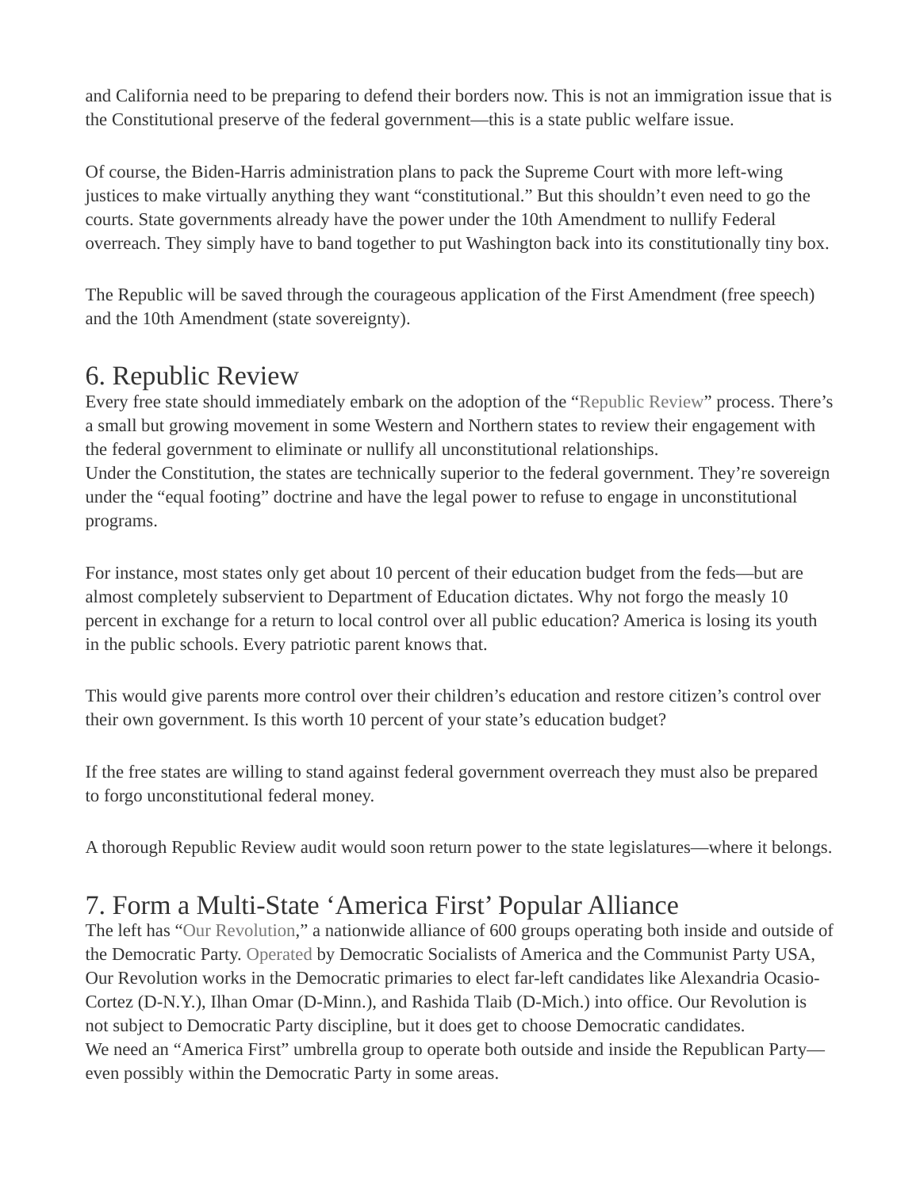and California need to be preparing to defend their borders now. This is not an immigration issue that is the Constitutional preserve of the federal government—this is a state public welfare issue.

Of course, the Biden-Harris administration plans to pack the Supreme Court with more left-wing justices to make virtually anything they want "constitutional." But this shouldn't even need to go the courts. State governments already have the power under the 10th Amendment to nullify Federal overreach. They simply have to band together to put Washington back into its constitutionally tiny box.

The Republic will be saved through the courageous application of the First Amendment (free speech) and the 10th Amendment (state sovereignty).

## 6. Republic Review

Every free state should immediately embark on the adoption of the "Republic Review" process. There's a small but growing movement in some Western and Northern states to review their engagement with the federal government to eliminate or nullify all unconstitutional relationships.
Under the Constitution, the states are technically superior to the federal government. They're sovereign under the "equal footing" doctrine and have the legal power to refuse to engage in unconstitutional programs.

For instance, most states only get about 10 percent of their education budget from the feds—but are almost completely subservient to Department of Education dictates. Why not forgo the measly 10 percent in exchange for a return to local control over all public education? America is losing its youth in the public schools. Every patriotic parent knows that.

This would give parents more control over their children's education and restore citizen's control over their own government. Is this worth 10 percent of your state's education budget?

If the free states are willing to stand against federal government overreach they must also be prepared to forgo unconstitutional federal money.

A thorough Republic Review audit would soon return power to the state legislatures—where it belongs.

## 7. Form a Multi-State 'America First' Popular Alliance

The left has "Our Revolution," a nationwide alliance of 600 groups operating both inside and outside of the Democratic Party. Operated by Democratic Socialists of America and the Communist Party USA, Our Revolution works in the Democratic primaries to elect far-left candidates like Alexandria Ocasio-Cortez (D-N.Y.), Ilhan Omar (D-Minn.), and Rashida Tlaib (D-Mich.) into office. Our Revolution is not subject to Democratic Party discipline, but it does get to choose Democratic candidates.
We need an "America First" umbrella group to operate both outside and inside the Republican Party—even possibly within the Democratic Party in some areas.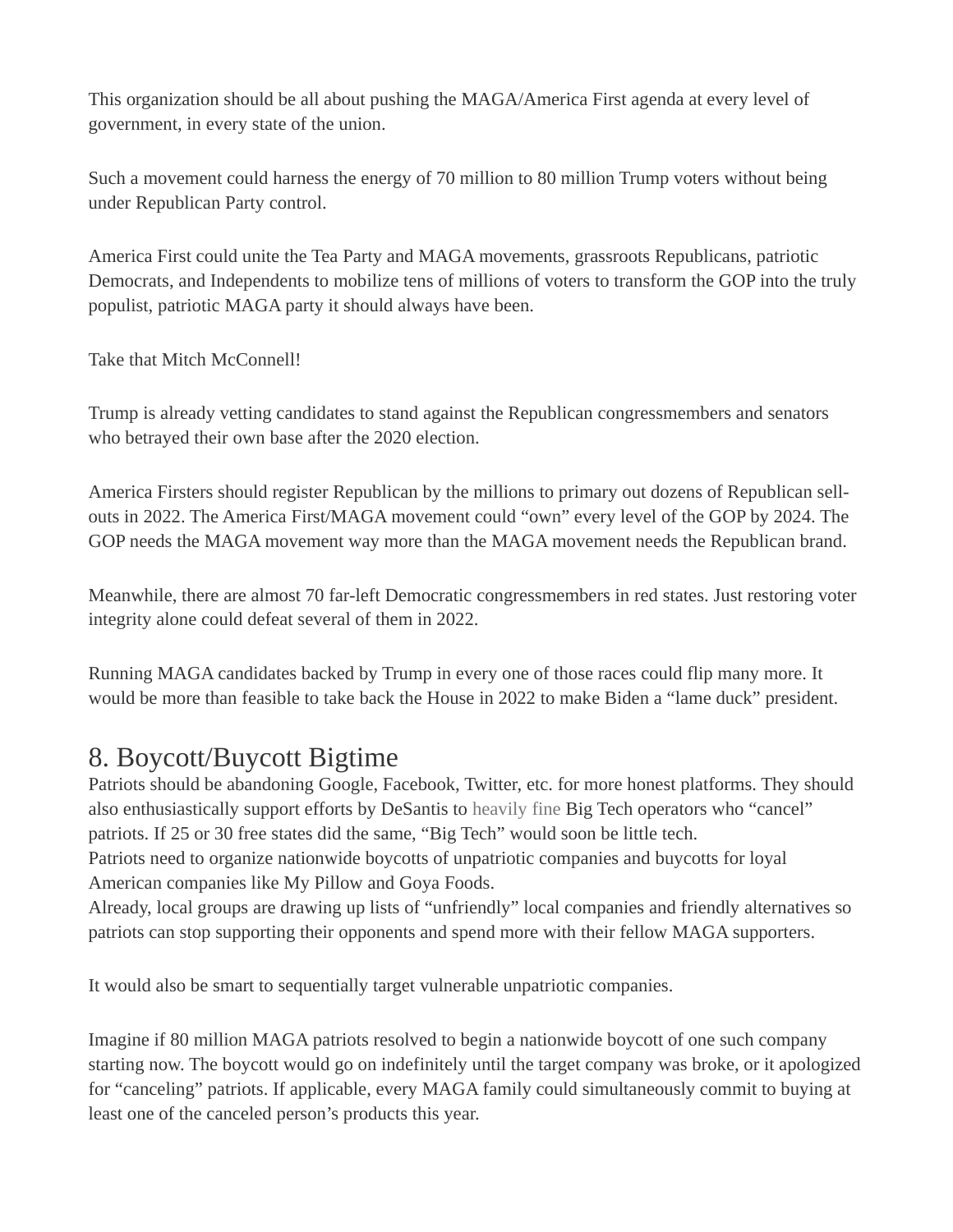This organization should be all about pushing the MAGA/America First agenda at every level of government, in every state of the union.

Such a movement could harness the energy of 70 million to 80 million Trump voters without being under Republican Party control.

America First could unite the Tea Party and MAGA movements, grassroots Republicans, patriotic Democrats, and Independents to mobilize tens of millions of voters to transform the GOP into the truly populist, patriotic MAGA party it should always have been.

Take that Mitch McConnell!

Trump is already vetting candidates to stand against the Republican congressmembers and senators who betrayed their own base after the 2020 election.

America Firsters should register Republican by the millions to primary out dozens of Republican sell-outs in 2022. The America First/MAGA movement could "own" every level of the GOP by 2024. The GOP needs the MAGA movement way more than the MAGA movement needs the Republican brand.

Meanwhile, there are almost 70 far-left Democratic congressmembers in red states. Just restoring voter integrity alone could defeat several of them in 2022.

Running MAGA candidates backed by Trump in every one of those races could flip many more. It would be more than feasible to take back the House in 2022 to make Biden a "lame duck" president.

## 8. Boycott/Buycott Bigtime

Patriots should be abandoning Google, Facebook, Twitter, etc. for more honest platforms. They should also enthusiastically support efforts by DeSantis to heavily fine Big Tech operators who "cancel" patriots. If 25 or 30 free states did the same, "Big Tech" would soon be little tech.

Patriots need to organize nationwide boycotts of unpatriotic companies and buycotts for loyal American companies like My Pillow and Goya Foods.

Already, local groups are drawing up lists of "unfriendly" local companies and friendly alternatives so patriots can stop supporting their opponents and spend more with their fellow MAGA supporters.

It would also be smart to sequentially target vulnerable unpatriotic companies.

Imagine if 80 million MAGA patriots resolved to begin a nationwide boycott of one such company starting now. The boycott would go on indefinitely until the target company was broke, or it apologized for "canceling" patriots. If applicable, every MAGA family could simultaneously commit to buying at least one of the canceled person's products this year.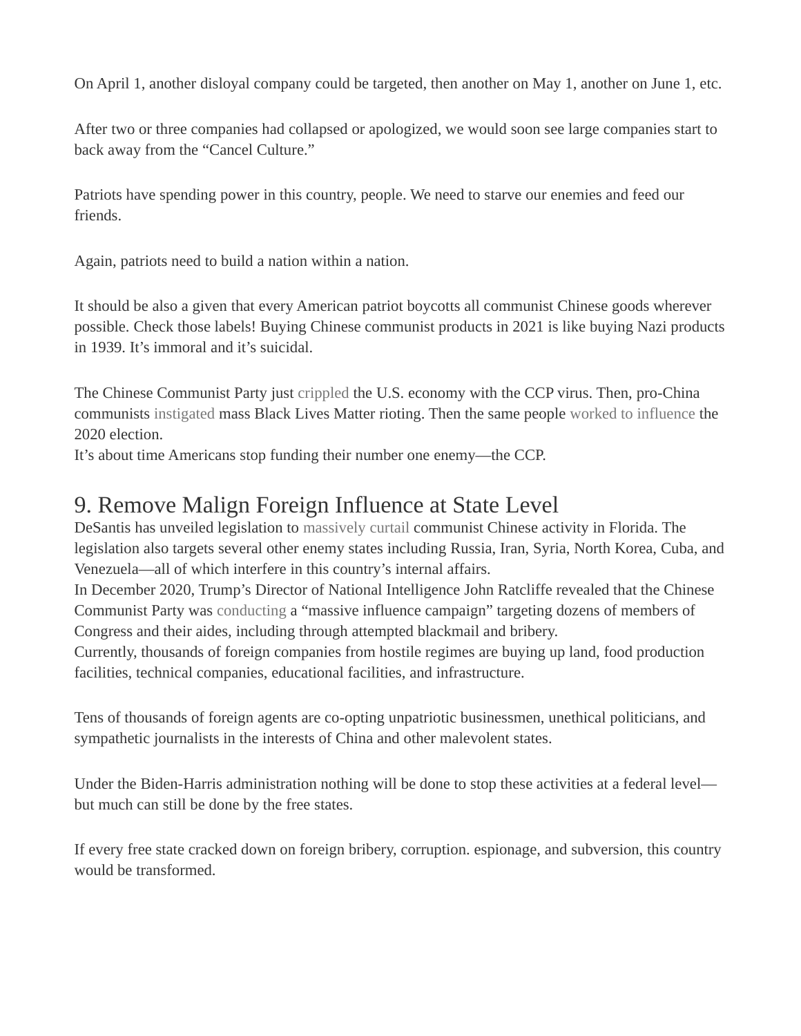On April 1, another disloyal company could be targeted, then another on May 1, another on June 1, etc.

After two or three companies had collapsed or apologized, we would soon see large companies start to back away from the "Cancel Culture."

Patriots have spending power in this country, people. We need to starve our enemies and feed our friends.

Again, patriots need to build a nation within a nation.

It should be also a given that every American patriot boycotts all communist Chinese goods wherever possible. Check those labels! Buying Chinese communist products in 2021 is like buying Nazi products in 1939. It's immoral and it's suicidal.

The Chinese Communist Party just crippled the U.S. economy with the CCP virus. Then, pro-China communists instigated mass Black Lives Matter rioting. Then the same people worked to influence the 2020 election.
It's about time Americans stop funding their number one enemy—the CCP.

## 9. Remove Malign Foreign Influence at State Level

DeSantis has unveiled legislation to massively curtail communist Chinese activity in Florida. The legislation also targets several other enemy states including Russia, Iran, Syria, North Korea, Cuba, and Venezuela—all of which interfere in this country's internal affairs.
In December 2020, Trump's Director of National Intelligence John Ratcliffe revealed that the Chinese Communist Party was conducting a "massive influence campaign" targeting dozens of members of Congress and their aides, including through attempted blackmail and bribery.
Currently, thousands of foreign companies from hostile regimes are buying up land, food production facilities, technical companies, educational facilities, and infrastructure.

Tens of thousands of foreign agents are co-opting unpatriotic businessmen, unethical politicians, and sympathetic journalists in the interests of China and other malevolent states.

Under the Biden-Harris administration nothing will be done to stop these activities at a federal level—but much can still be done by the free states.

If every free state cracked down on foreign bribery, corruption. espionage, and subversion, this country would be transformed.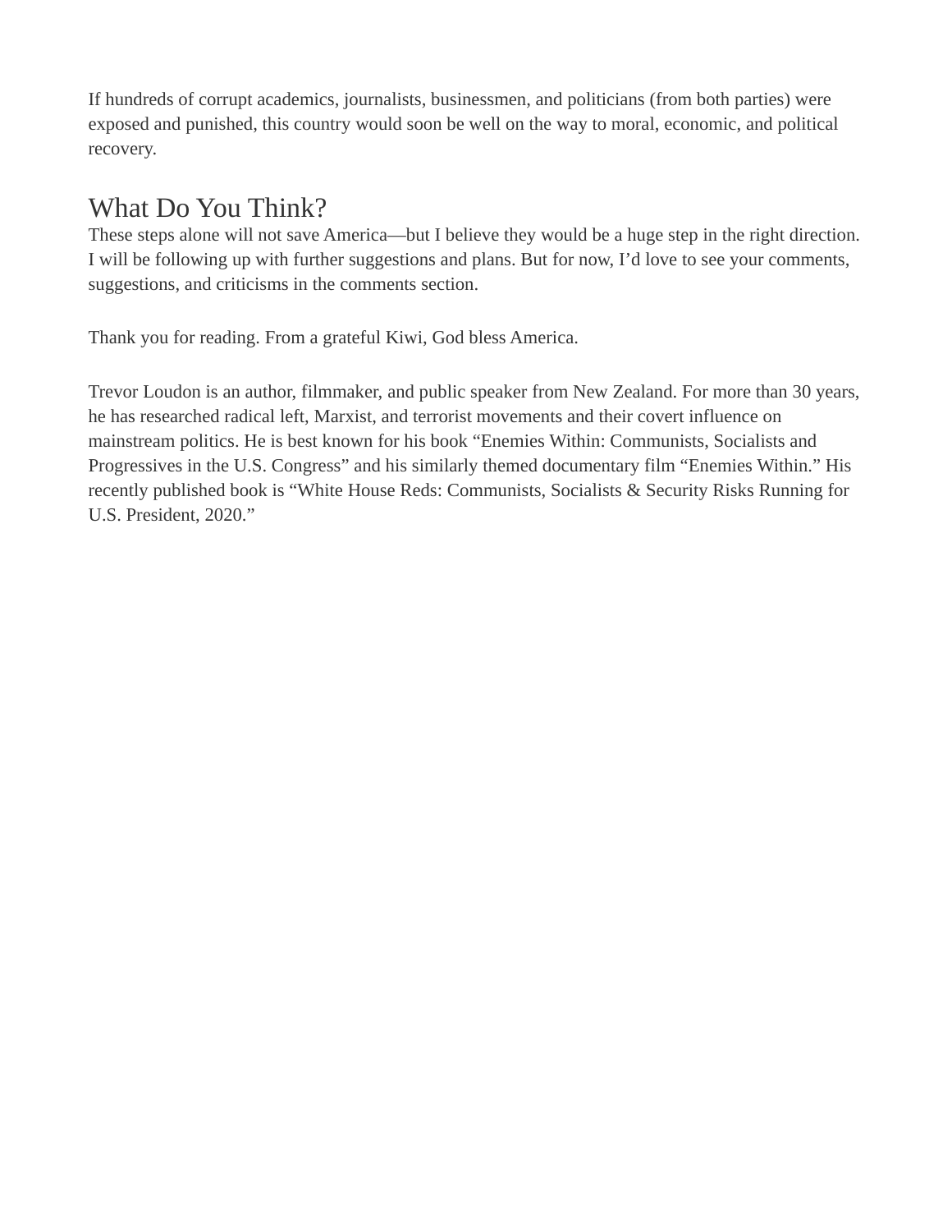If hundreds of corrupt academics, journalists, businessmen, and politicians (from both parties) were exposed and punished, this country would soon be well on the way to moral, economic, and political recovery.

## What Do You Think?

These steps alone will not save America—but I believe they would be a huge step in the right direction. I will be following up with further suggestions and plans. But for now, I'd love to see your comments, suggestions, and criticisms in the comments section.

Thank you for reading. From a grateful Kiwi, God bless America.

Trevor Loudon is an author, filmmaker, and public speaker from New Zealand. For more than 30 years, he has researched radical left, Marxist, and terrorist movements and their covert influence on mainstream politics. He is best known for his book "Enemies Within: Communists, Socialists and Progressives in the U.S. Congress" and his similarly themed documentary film "Enemies Within." His recently published book is "White House Reds: Communists, Socialists & Security Risks Running for U.S. President, 2020."